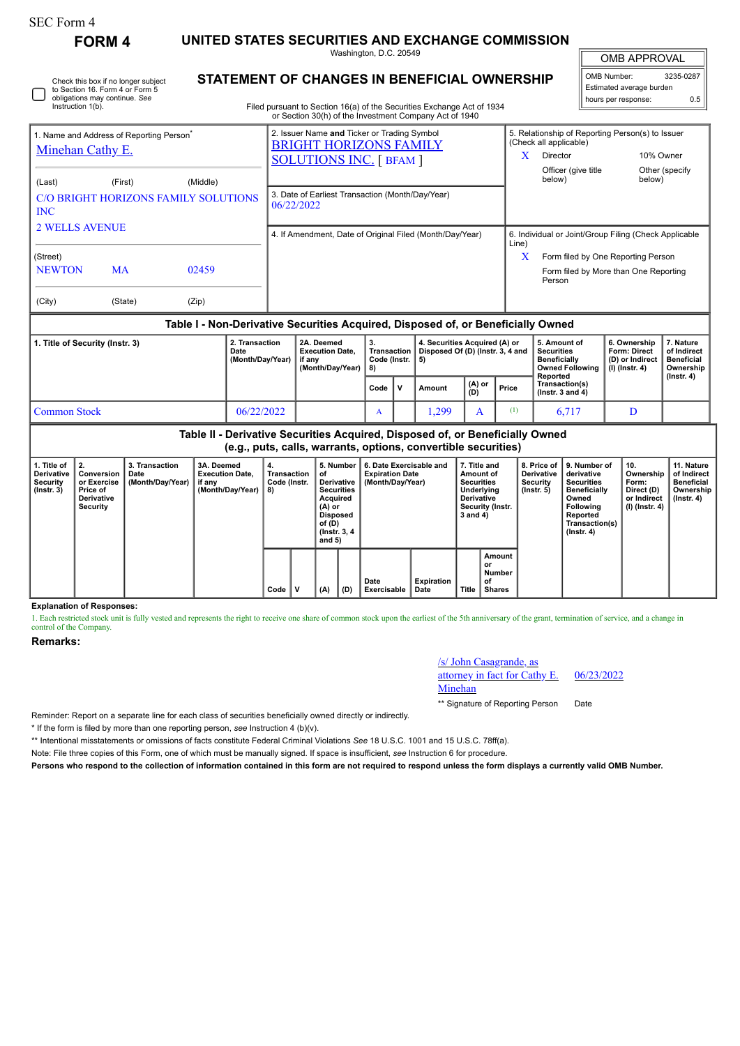SEC Form 4

# FORM 4

## UNITED STATES SECURITIES AND EXCHANGE COMMISSION

Washington, D.C. 20549

## STATEMENT OF CHANGES IN BENEFICIAL OWNERSHIP

Filed pursuant to Section 16(a) of the Securities Exchange Act of 1934 or Section 30(h) of the Investment Company Act of 1940

☐ Check this box if no longer subject to Section 16. Form 4 or Form 5 obligations may continue. *See* Instruction 1(b).

| OMB APPROVAL | |
|---|---|
| OMB Number: | 3235-0287 |
| Estimated average burden | |
| hours per response: | 0.5 |

1. Name and Address of Reporting Person*
Minehan Cathy E.

(Last) (First) (Middle)
C/O BRIGHT HORIZONS FAMILY SOLUTIONS INC
2 WELLS AVENUE

(Street)
NEWTON MA 02459

(City) (State) (Zip)

2. Issuer Name **and** Ticker or Trading Symbol
BRIGHT HORIZONS FAMILY SOLUTIONS INC. [ BFAM ]

3. Date of Earliest Transaction (Month/Day/Year)
06/22/2022

4. If Amendment, Date of Original Filed (Month/Day/Year)

5. Relationship of Reporting Person(s) to Issuer (Check all applicable)
X Director
10% Owner
Officer (give title below)
Other (specify below)

6. Individual or Joint/Group Filing (Check Applicable Line)
X Form filed by One Reporting Person
Form filed by More than One Reporting Person

### Table I - Non-Derivative Securities Acquired, Disposed of, or Beneficially Owned

| 1. Title of Security (Instr. 3) | 2. Transaction Date (Month/Day/Year) | 2A. Deemed Execution Date, if any (Month/Day/Year) | 3. Transaction Code (Instr. 8) | | 4. Securities Acquired (A) or Disposed Of (D) (Instr. 3, 4 and 5) | | | 5. Amount of Securities Beneficially Owned Following Reported Transaction(s) (Instr. 3 and 4) | 6. Ownership Form: Direct (D) or Indirect (I) (Instr. 4) | 7. Nature of Indirect Beneficial Ownership (Instr. 4) |
|---|---|---|---|---|---|---|---|---|---|---|
| | | | Code | V | Amount | (A) or (D) | Price | | | |
| Common Stock | 06/22/2022 | | A | | 1,299 | A | (1) | 6,717 | D | |

### Table II - Derivative Securities Acquired, Disposed of, or Beneficially Owned (e.g., puts, calls, warrants, options, convertible securities)

| 1. Title of Derivative Security (Instr. 3) | 2. Conversion or Exercise Price of Derivative Security | 3. Transaction Date (Month/Day/Year) | 3A. Deemed Execution Date, if any (Month/Day/Year) | 4. Transaction Code (Instr. 8) | | 5. Number of Derivative Securities Acquired (A) or Disposed of (D) (Instr. 3, 4 and 5) | | 6. Date Exercisable and Expiration Date (Month/Day/Year) | | 7. Title and Amount of Securities Underlying Derivative Security (Instr. 3 and 4) | | 8. Price of Derivative Security (Instr. 5) | 9. Number of derivative Securities Beneficially Owned Following Reported Transaction(s) (Instr. 4) | 10. Ownership Form: Direct (D) or Indirect (I) (Instr. 4) | 11. Nature of Indirect Beneficial Ownership (Instr. 4) |
|---|---|---|---|---|---|---|---|---|---|---|---|---|---|---|---|
| | | | | Code | V | (A) | (D) | Date Exercisable | Expiration Date | Title | Amount or Number of Shares | | | | |

**Explanation of Responses:**

1. Each restricted stock unit is fully vested and represents the right to receive one share of common stock upon the earliest of the 5th anniversary of the grant, termination of service, and a change in control of the Company.

**Remarks:**

/s/ John Casagrande, as attorney in fact for Cathy E. Minehan — 06/23/2022

** Signature of Reporting Person — Date

Reminder: Report on a separate line for each class of securities beneficially owned directly or indirectly.

* If the form is filed by more than one reporting person, *see* Instruction 4 (b)(v).

** Intentional misstatements or omissions of facts constitute Federal Criminal Violations *See* 18 U.S.C. 1001 and 15 U.S.C. 78ff(a).

Note: File three copies of this Form, one of which must be manually signed. If space is insufficient, *see* Instruction 6 for procedure.

**Persons who respond to the collection of information contained in this form are not required to respond unless the form displays a currently valid OMB Number.**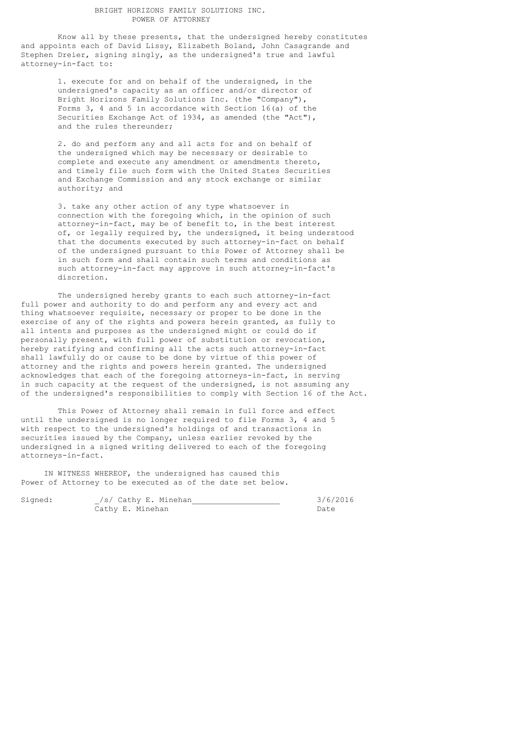# BRIGHT HORIZONS FAMILY SOLUTIONS INC.
## POWER OF ATTORNEY

Know all by these presents, that the undersigned hereby constitutes and appoints each of David Lissy, Elizabeth Boland, John Casagrande and Stephen Dreier, signing singly, as the undersigned's true and lawful attorney-in-fact to:

1. execute for and on behalf of the undersigned, in the undersigned's capacity as an officer and/or director of Bright Horizons Family Solutions Inc. (the "Company"), Forms 3, 4 and 5 in accordance with Section 16(a) of the Securities Exchange Act of 1934, as amended (the "Act"), and the rules thereunder;

2. do and perform any and all acts for and on behalf of the undersigned which may be necessary or desirable to complete and execute any amendment or amendments thereto, and timely file such form with the United States Securities and Exchange Commission and any stock exchange or similar authority; and

3. take any other action of any type whatsoever in connection with the foregoing which, in the opinion of such attorney-in-fact, may be of benefit to, in the best interest of, or legally required by, the undersigned, it being understood that the documents executed by such attorney-in-fact on behalf of the undersigned pursuant to this Power of Attorney shall be in such form and shall contain such terms and conditions as such attorney-in-fact may approve in such attorney-in-fact's discretion.

The undersigned hereby grants to each such attorney-in-fact full power and authority to do and perform any and every act and thing whatsoever requisite, necessary or proper to be done in the exercise of any of the rights and powers herein granted, as fully to all intents and purposes as the undersigned might or could do if personally present, with full power of substitution or revocation, hereby ratifying and confirming all the acts such attorney-in-fact shall lawfully do or cause to be done by virtue of this power of attorney and the rights and powers herein granted. The undersigned acknowledges that each of the foregoing attorneys-in-fact, in serving in such capacity at the request of the undersigned, is not assuming any of the undersigned's responsibilities to comply with Section 16 of the Act.

This Power of Attorney shall remain in full force and effect until the undersigned is no longer required to file Forms 3, 4 and 5 with respect to the undersigned's holdings of and transactions in securities issued by the Company, unless earlier revoked by the undersigned in a signed writing delivered to each of the foregoing attorneys-in-fact.

IN WITNESS WHEREOF, the undersigned has caused this Power of Attorney to be executed as of the date set below.

Signed: _/s/ Cathy E. Minehan___________________ 3/6/2016

Cathy E. Minehan Date